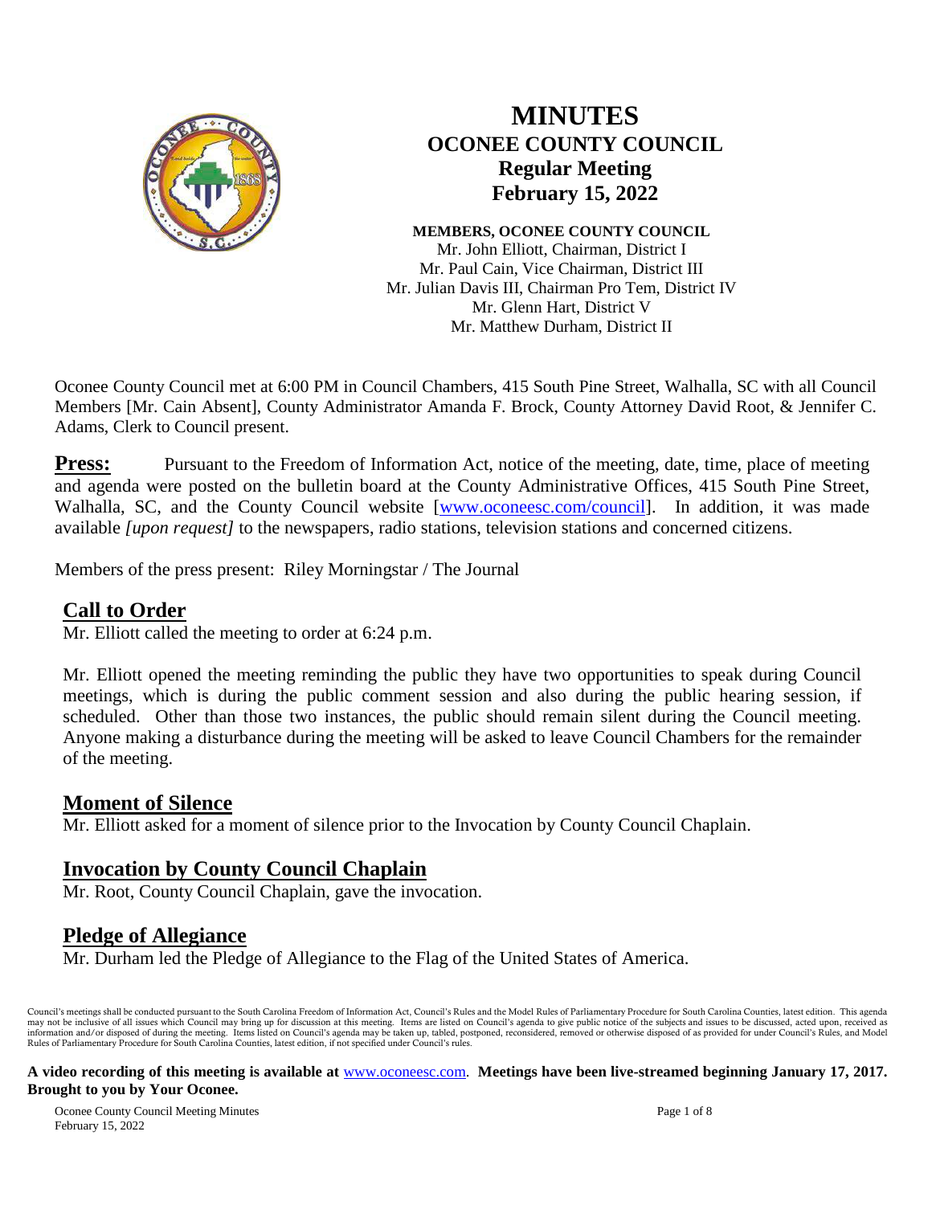# MINUTES
## OCONEE COUNTY COUNCIL
### Regular Meeting
### February 15, 2022

**MEMBERS, OCONEE COUNTY COUNCIL**
Mr. John Elliott, Chairman, District I
Mr. Paul Cain, Vice Chairman, District III
Mr. Julian Davis III, Chairman Pro Tem, District IV
Mr. Glenn Hart, District V
Mr. Matthew Durham, District II

Oconee County Council met at 6:00 PM in Council Chambers, 415 South Pine Street, Walhalla, SC with all Council Members [Mr. Cain Absent], County Administrator Amanda F. Brock, County Attorney David Root, & Jennifer C. Adams, Clerk to Council present.

**Press:** Pursuant to the Freedom of Information Act, notice of the meeting, date, time, place of meeting and agenda were posted on the bulletin board at the County Administrative Offices, 415 South Pine Street, Walhalla, SC, and the County Council website [www.oconeesc.com/council]. In addition, it was made available *[upon request]* to the newspapers, radio stations, television stations and concerned citizens.

Members of the press present: Riley Morningstar / The Journal

## Call to Order

Mr. Elliott called the meeting to order at 6:24 p.m.

Mr. Elliott opened the meeting reminding the public they have two opportunities to speak during Council meetings, which is during the public comment session and also during the public hearing session, if scheduled. Other than those two instances, the public should remain silent during the Council meeting. Anyone making a disturbance during the meeting will be asked to leave Council Chambers for the remainder of the meeting.

## Moment of Silence

Mr. Elliott asked for a moment of silence prior to the Invocation by County Council Chaplain.

## Invocation by County Council Chaplain

Mr. Root, County Council Chaplain, gave the invocation.

## Pledge of Allegiance

Mr. Durham led the Pledge of Allegiance to the Flag of the United States of America.

Council's meetings shall be conducted pursuant to the South Carolina Freedom of Information Act, Council's Rules and the Model Rules of Parliamentary Procedure for South Carolina Counties, latest edition. This agenda may not be inclusive of all issues which Council may bring up for discussion at this meeting. Items are listed on Council's agenda to give public notice of the subjects and issues to be discussed, acted upon, received as information and/or disposed of during the meeting. Items listed on Council's agenda may be taken up, tabled, postponed, reconsidered, removed or otherwise disposed of as provided for under Council's Rules, and Model Rules of Parliamentary Procedure for South Carolina Counties, latest edition, if not specified under Council's rules.

**A video recording of this meeting is available at** www.oconeesc.com. **Meetings have been live-streamed beginning January 17, 2017. Brought to you by Your Oconee.**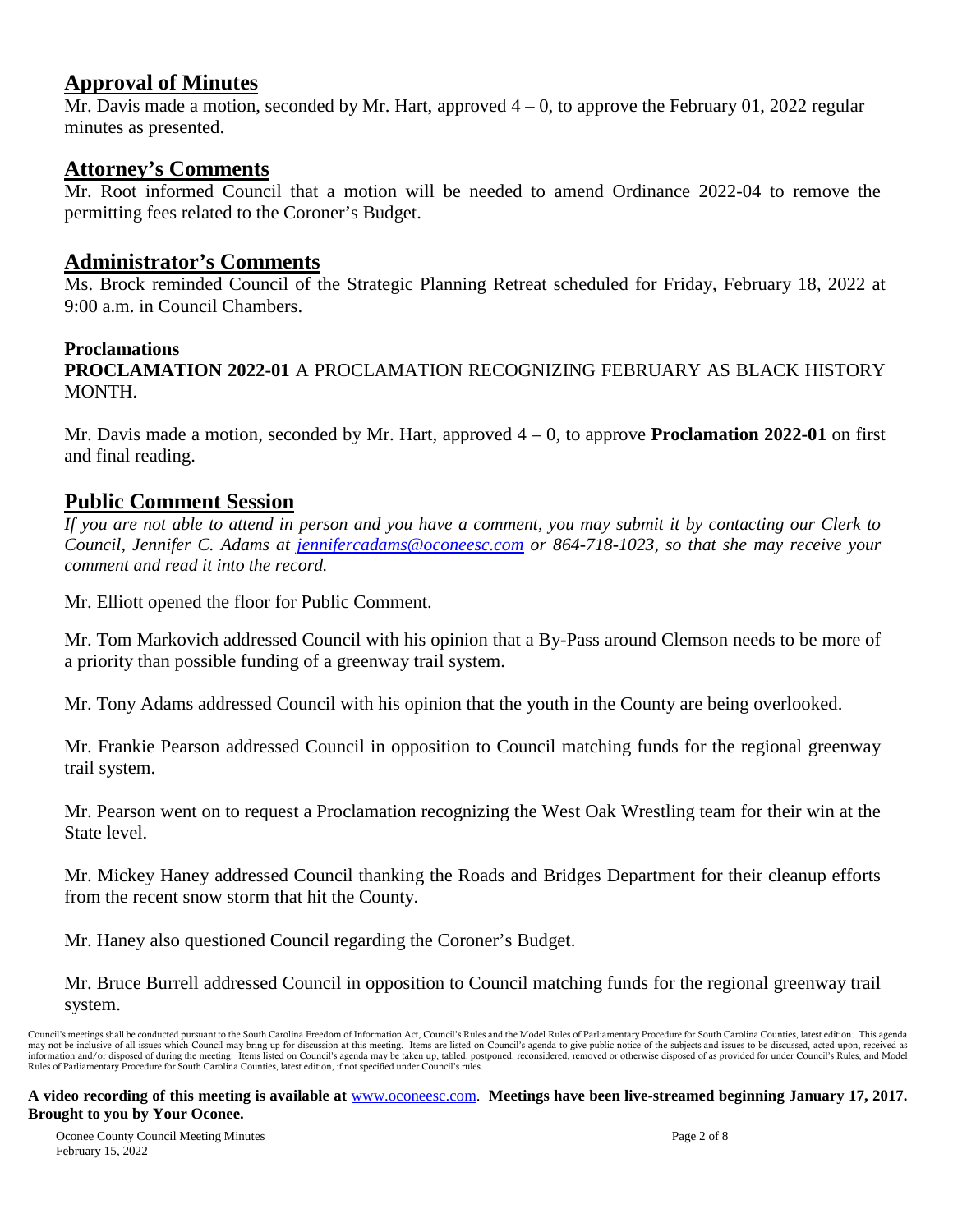## Approval of Minutes

Mr. Davis made a motion, seconded by Mr. Hart, approved 4 – 0, to approve the February 01, 2022 regular minutes as presented.

## Attorney's Comments

Mr. Root informed Council that a motion will be needed to amend Ordinance 2022-04 to remove the permitting fees related to the Coroner's Budget.

## Administrator's Comments

Ms. Brock reminded Council of the Strategic Planning Retreat scheduled for Friday, February 18, 2022 at 9:00 a.m. in Council Chambers.

**Proclamations**

**PROCLAMATION 2022-01** A PROCLAMATION RECOGNIZING FEBRUARY AS BLACK HISTORY MONTH.

Mr. Davis made a motion, seconded by Mr. Hart, approved 4 – 0, to approve **Proclamation 2022-01** on first and final reading.

## Public Comment Session

*If you are not able to attend in person and you have a comment, you may submit it by contacting our Clerk to Council, Jennifer C. Adams at jennifercadams@oconeesc.com or 864-718-1023, so that she may receive your comment and read it into the record.*

Mr. Elliott opened the floor for Public Comment.

Mr. Tom Markovich addressed Council with his opinion that a By-Pass around Clemson needs to be more of a priority than possible funding of a greenway trail system.

Mr. Tony Adams addressed Council with his opinion that the youth in the County are being overlooked.

Mr. Frankie Pearson addressed Council in opposition to Council matching funds for the regional greenway trail system.

Mr. Pearson went on to request a Proclamation recognizing the West Oak Wrestling team for their win at the State level.

Mr. Mickey Haney addressed Council thanking the Roads and Bridges Department for their cleanup efforts from the recent snow storm that hit the County.

Mr. Haney also questioned Council regarding the Coroner's Budget.

Mr. Bruce Burrell addressed Council in opposition to Council matching funds for the regional greenway trail system.

Council's meetings shall be conducted pursuant to the South Carolina Freedom of Information Act, Council's Rules and the Model Rules of Parliamentary Procedure for South Carolina Counties, latest edition. This agenda may not be inclusive of all issues which Council may bring up for discussion at this meeting. Items are listed on Council's agenda to give public notice of the subjects and issues to be discussed, acted upon, received as information and/or disposed of during the meeting. Items listed on Council's agenda may be taken up, tabled, postponed, reconsidered, removed or otherwise disposed of as provided for under Council's Rules, and Model Rules of Parliamentary Procedure for South Carolina Counties, latest edition, if not specified under Council's rules.

**A video recording of this meeting is available at** www.oconeesc.com. **Meetings have been live-streamed beginning January 17, 2017. Brought to you by Your Oconee.**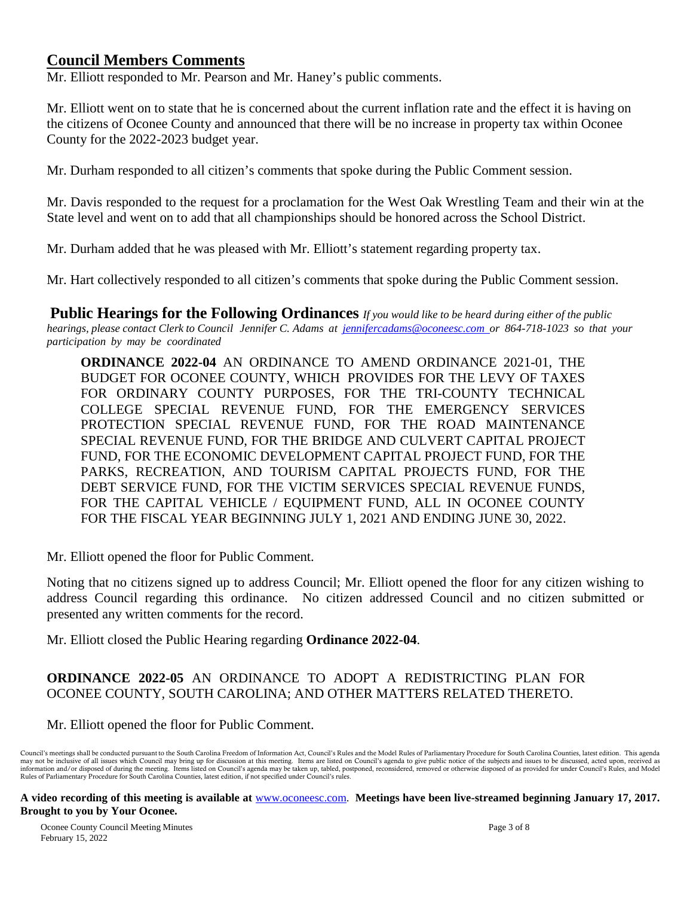## Council Members Comments

Mr. Elliott responded to Mr. Pearson and Mr. Haney's public comments.

Mr. Elliott went on to state that he is concerned about the current inflation rate and the effect it is having on the citizens of Oconee County and announced that there will be no increase in property tax within Oconee County for the 2022-2023 budget year.

Mr. Durham responded to all citizen's comments that spoke during the Public Comment session.

Mr. Davis responded to the request for a proclamation for the West Oak Wrestling Team and their win at the State level and went on to add that all championships should be honored across the School District.

Mr. Durham added that he was pleased with Mr. Elliott's statement regarding property tax.

Mr. Hart collectively responded to all citizen's comments that spoke during the Public Comment session.

## Public Hearings for the Following Ordinances

*If you would like to be heard during either of the public hearings, please contact Clerk to Council Jennifer C. Adams at jennifercadams@oconeesc.com or 864-718-1023 so that your participation by may be coordinated*

**ORDINANCE 2022-04** AN ORDINANCE TO AMEND ORDINANCE 2021-01, THE BUDGET FOR OCONEE COUNTY, WHICH PROVIDES FOR THE LEVY OF TAXES FOR ORDINARY COUNTY PURPOSES, FOR THE TRI-COUNTY TECHNICAL COLLEGE SPECIAL REVENUE FUND, FOR THE EMERGENCY SERVICES PROTECTION SPECIAL REVENUE FUND, FOR THE ROAD MAINTENANCE SPECIAL REVENUE FUND, FOR THE BRIDGE AND CULVERT CAPITAL PROJECT FUND, FOR THE ECONOMIC DEVELOPMENT CAPITAL PROJECT FUND, FOR THE PARKS, RECREATION, AND TOURISM CAPITAL PROJECTS FUND, FOR THE DEBT SERVICE FUND, FOR THE VICTIM SERVICES SPECIAL REVENUE FUNDS, FOR THE CAPITAL VEHICLE / EQUIPMENT FUND, ALL IN OCONEE COUNTY FOR THE FISCAL YEAR BEGINNING JULY 1, 2021 AND ENDING JUNE 30, 2022.

Mr. Elliott opened the floor for Public Comment.

Noting that no citizens signed up to address Council; Mr. Elliott opened the floor for any citizen wishing to address Council regarding this ordinance. No citizen addressed Council and no citizen submitted or presented any written comments for the record.

Mr. Elliott closed the Public Hearing regarding **Ordinance 2022-04**.

**ORDINANCE 2022-05** AN ORDINANCE TO ADOPT A REDISTRICTING PLAN FOR OCONEE COUNTY, SOUTH CAROLINA; AND OTHER MATTERS RELATED THERETO.

Mr. Elliott opened the floor for Public Comment.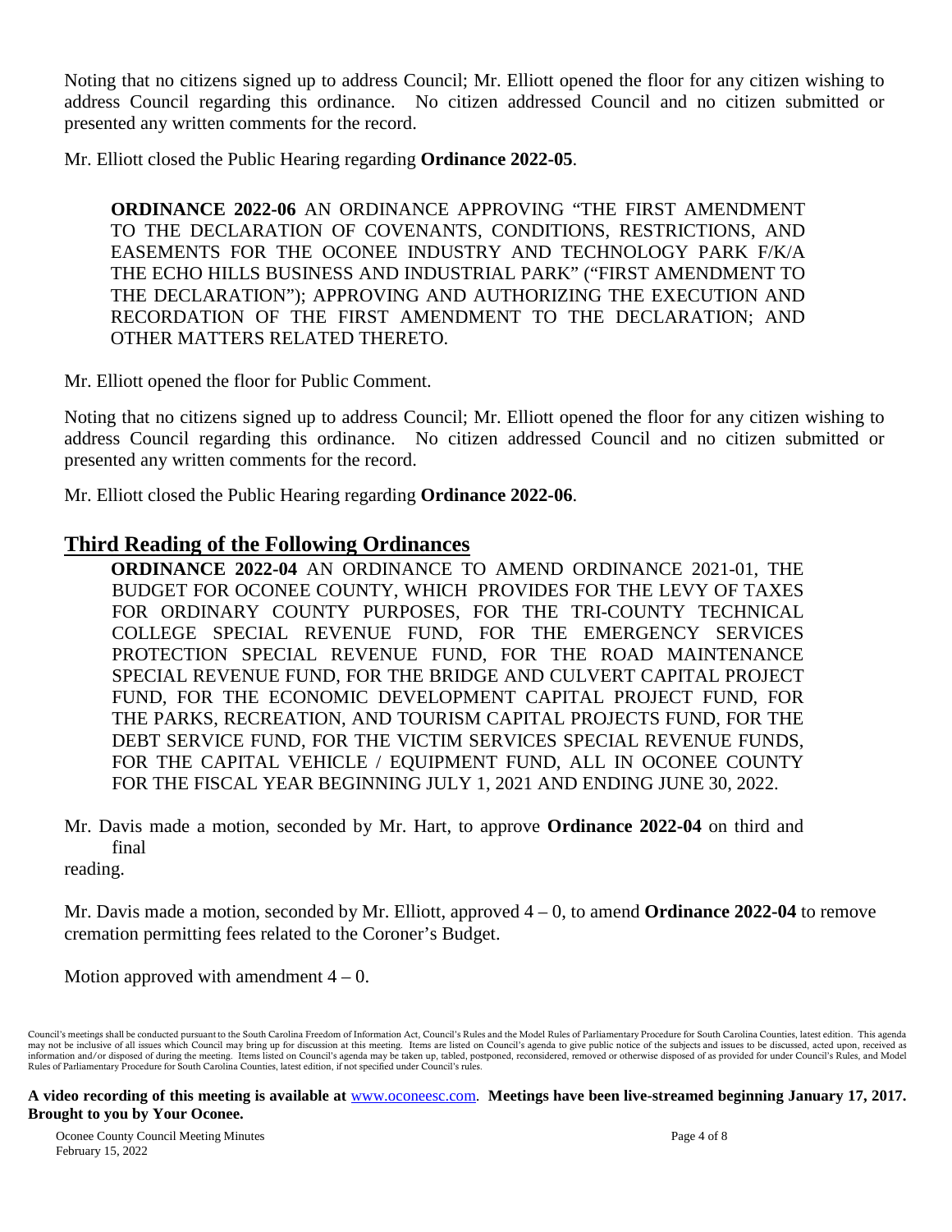Noting that no citizens signed up to address Council; Mr. Elliott opened the floor for any citizen wishing to address Council regarding this ordinance. No citizen addressed Council and no citizen submitted or presented any written comments for the record.

Mr. Elliott closed the Public Hearing regarding **Ordinance 2022-05**.

**ORDINANCE 2022-06** AN ORDINANCE APPROVING "THE FIRST AMENDMENT TO THE DECLARATION OF COVENANTS, CONDITIONS, RESTRICTIONS, AND EASEMENTS FOR THE OCONEE INDUSTRY AND TECHNOLOGY PARK F/K/A THE ECHO HILLS BUSINESS AND INDUSTRIAL PARK" ("FIRST AMENDMENT TO THE DECLARATION"); APPROVING AND AUTHORIZING THE EXECUTION AND RECORDATION OF THE FIRST AMENDMENT TO THE DECLARATION; AND OTHER MATTERS RELATED THERETO.

Mr. Elliott opened the floor for Public Comment.

Noting that no citizens signed up to address Council; Mr. Elliott opened the floor for any citizen wishing to address Council regarding this ordinance. No citizen addressed Council and no citizen submitted or presented any written comments for the record.

Mr. Elliott closed the Public Hearing regarding **Ordinance 2022-06**.

## Third Reading of the Following Ordinances

**ORDINANCE 2022-04** AN ORDINANCE TO AMEND ORDINANCE 2021-01, THE BUDGET FOR OCONEE COUNTY, WHICH PROVIDES FOR THE LEVY OF TAXES FOR ORDINARY COUNTY PURPOSES, FOR THE TRI-COUNTY TECHNICAL COLLEGE SPECIAL REVENUE FUND, FOR THE EMERGENCY SERVICES PROTECTION SPECIAL REVENUE FUND, FOR THE ROAD MAINTENANCE SPECIAL REVENUE FUND, FOR THE BRIDGE AND CULVERT CAPITAL PROJECT FUND, FOR THE ECONOMIC DEVELOPMENT CAPITAL PROJECT FUND, FOR THE PARKS, RECREATION, AND TOURISM CAPITAL PROJECTS FUND, FOR THE DEBT SERVICE FUND, FOR THE VICTIM SERVICES SPECIAL REVENUE FUNDS, FOR THE CAPITAL VEHICLE / EQUIPMENT FUND, ALL IN OCONEE COUNTY FOR THE FISCAL YEAR BEGINNING JULY 1, 2021 AND ENDING JUNE 30, 2022.

Mr. Davis made a motion, seconded by Mr. Hart, to approve **Ordinance 2022-04** on third and final reading.

Mr. Davis made a motion, seconded by Mr. Elliott, approved 4 – 0, to amend **Ordinance 2022-04** to remove cremation permitting fees related to the Coroner's Budget.

Motion approved with amendment 4 – 0.

Council's meetings shall be conducted pursuant to the South Carolina Freedom of Information Act, Council's Rules and the Model Rules of Parliamentary Procedure for South Carolina Counties, latest edition. This agenda may not be inclusive of all issues which Council may bring up for discussion at this meeting. Items are listed on Council's agenda to give public notice of the subjects and issues to be discussed, acted upon, received as information and/or disposed of during the meeting. Items listed on Council's agenda may be taken up, tabled, postponed, reconsidered, removed or otherwise disposed of as provided for under Council's Rules, and Model Rules of Parliamentary Procedure for South Carolina Counties, latest edition, if not specified under Council's rules.

**A video recording of this meeting is available at** www.oconeesc.com. **Meetings have been live-streamed beginning January 17, 2017. Brought to you by Your Oconee.**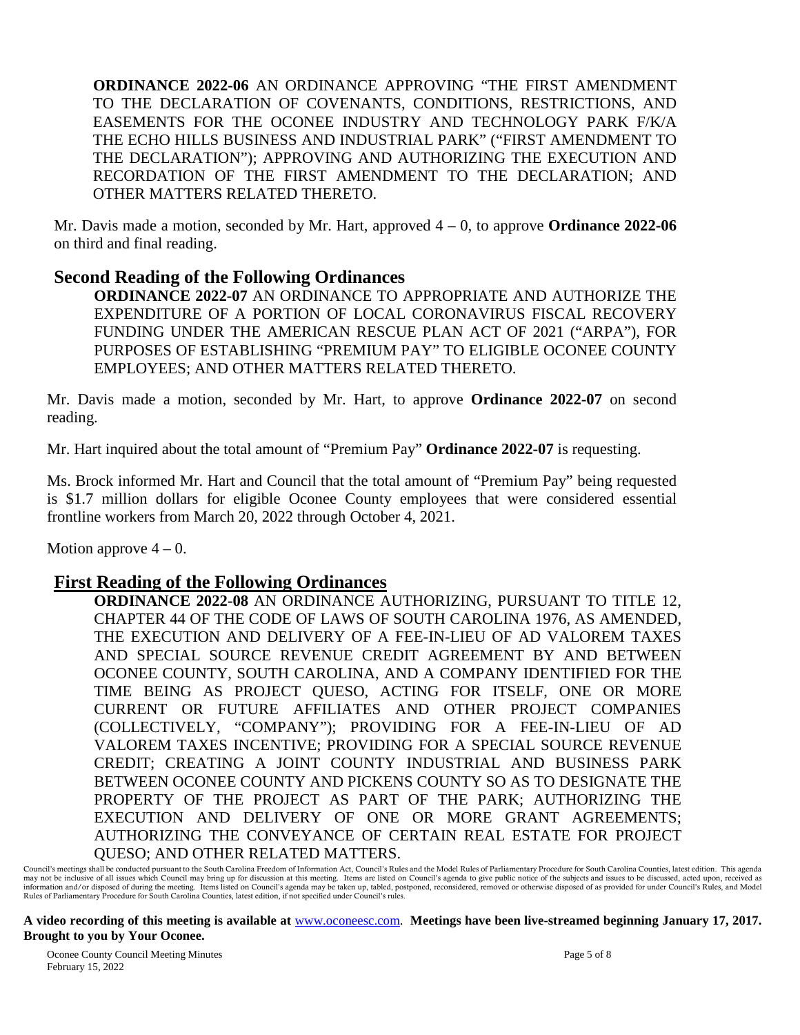**ORDINANCE 2022-06** AN ORDINANCE APPROVING "THE FIRST AMENDMENT TO THE DECLARATION OF COVENANTS, CONDITIONS, RESTRICTIONS, AND EASEMENTS FOR THE OCONEE INDUSTRY AND TECHNOLOGY PARK F/K/A THE ECHO HILLS BUSINESS AND INDUSTRIAL PARK" ("FIRST AMENDMENT TO THE DECLARATION"); APPROVING AND AUTHORIZING THE EXECUTION AND RECORDATION OF THE FIRST AMENDMENT TO THE DECLARATION; AND OTHER MATTERS RELATED THERETO.

Mr. Davis made a motion, seconded by Mr. Hart, approved 4 – 0, to approve **Ordinance 2022-06** on third and final reading.

## Second Reading of the Following Ordinances

**ORDINANCE 2022-07** AN ORDINANCE TO APPROPRIATE AND AUTHORIZE THE EXPENDITURE OF A PORTION OF LOCAL CORONAVIRUS FISCAL RECOVERY FUNDING UNDER THE AMERICAN RESCUE PLAN ACT OF 2021 ("ARPA"), FOR PURPOSES OF ESTABLISHING "PREMIUM PAY" TO ELIGIBLE OCONEE COUNTY EMPLOYEES; AND OTHER MATTERS RELATED THERETO.

Mr. Davis made a motion, seconded by Mr. Hart, to approve **Ordinance 2022-07** on second reading.

Mr. Hart inquired about the total amount of "Premium Pay" **Ordinance 2022-07** is requesting.

Ms. Brock informed Mr. Hart and Council that the total amount of "Premium Pay" being requested is $1.7 million dollars for eligible Oconee County employees that were considered essential frontline workers from March 20, 2022 through October 4, 2021.

Motion approve 4 – 0.

## First Reading of the Following Ordinances

**ORDINANCE 2022-08** AN ORDINANCE AUTHORIZING, PURSUANT TO TITLE 12, CHAPTER 44 OF THE CODE OF LAWS OF SOUTH CAROLINA 1976, AS AMENDED, THE EXECUTION AND DELIVERY OF A FEE-IN-LIEU OF AD VALOREM TAXES AND SPECIAL SOURCE REVENUE CREDIT AGREEMENT BY AND BETWEEN OCONEE COUNTY, SOUTH CAROLINA, AND A COMPANY IDENTIFIED FOR THE TIME BEING AS PROJECT QUESO, ACTING FOR ITSELF, ONE OR MORE CURRENT OR FUTURE AFFILIATES AND OTHER PROJECT COMPANIES (COLLECTIVELY, "COMPANY"); PROVIDING FOR A FEE-IN-LIEU OF AD VALOREM TAXES INCENTIVE; PROVIDING FOR A SPECIAL SOURCE REVENUE CREDIT; CREATING A JOINT COUNTY INDUSTRIAL AND BUSINESS PARK BETWEEN OCONEE COUNTY AND PICKENS COUNTY SO AS TO DESIGNATE THE PROPERTY OF THE PROJECT AS PART OF THE PARK; AUTHORIZING THE EXECUTION AND DELIVERY OF ONE OR MORE GRANT AGREEMENTS; AUTHORIZING THE CONVEYANCE OF CERTAIN REAL ESTATE FOR PROJECT QUESO; AND OTHER RELATED MATTERS.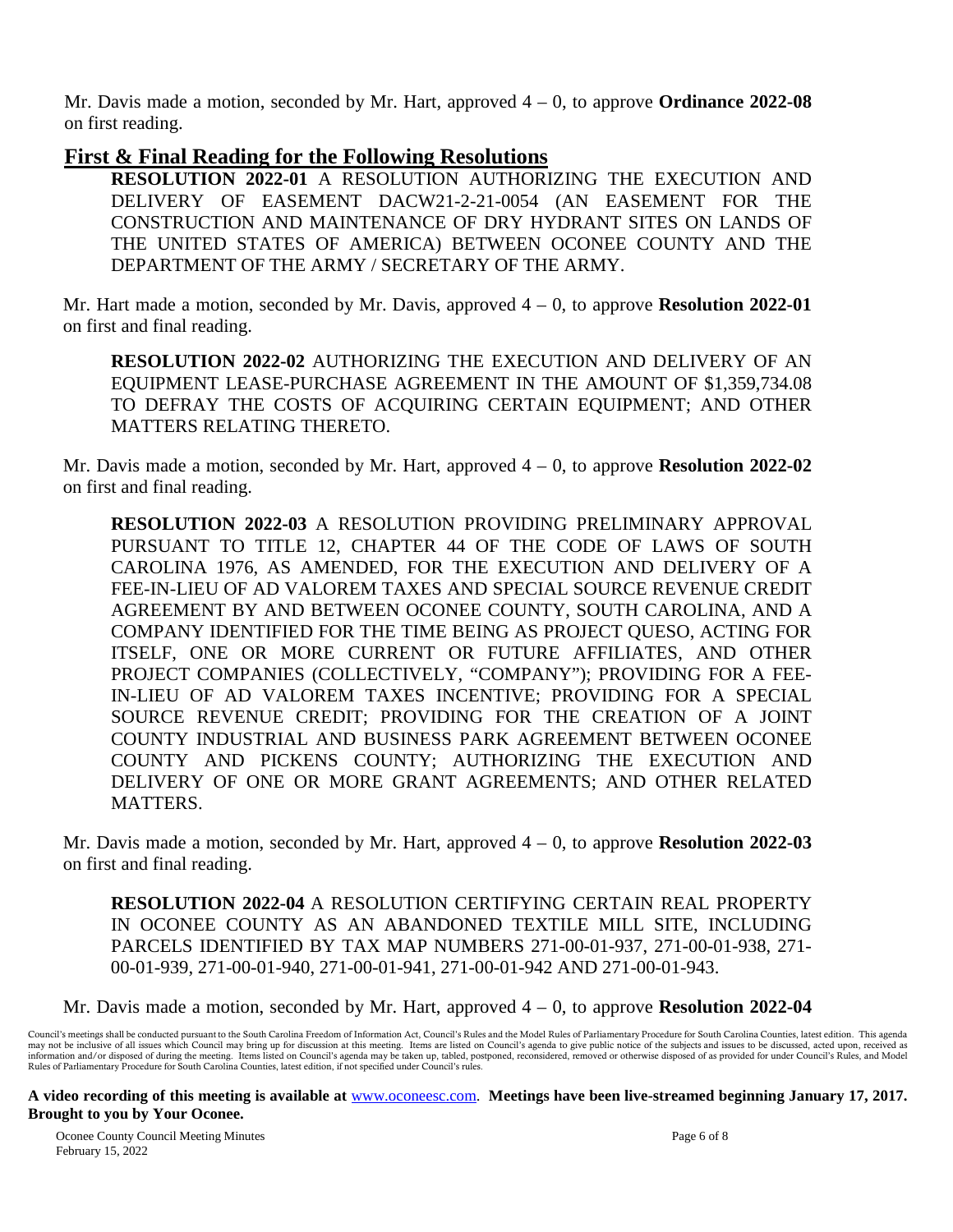Mr. Davis made a motion, seconded by Mr. Hart, approved 4 – 0, to approve **Ordinance 2022-08** on first reading.

## First & Final Reading for the Following Resolutions

**RESOLUTION 2022-01** A RESOLUTION AUTHORIZING THE EXECUTION AND DELIVERY OF EASEMENT DACW21-2-21-0054 (AN EASEMENT FOR THE CONSTRUCTION AND MAINTENANCE OF DRY HYDRANT SITES ON LANDS OF THE UNITED STATES OF AMERICA) BETWEEN OCONEE COUNTY AND THE DEPARTMENT OF THE ARMY / SECRETARY OF THE ARMY.

Mr. Hart made a motion, seconded by Mr. Davis, approved 4 – 0, to approve **Resolution 2022-01** on first and final reading.

**RESOLUTION 2022-02** AUTHORIZING THE EXECUTION AND DELIVERY OF AN EQUIPMENT LEASE-PURCHASE AGREEMENT IN THE AMOUNT OF $1,359,734.08 TO DEFRAY THE COSTS OF ACQUIRING CERTAIN EQUIPMENT; AND OTHER MATTERS RELATING THERETO.

Mr. Davis made a motion, seconded by Mr. Hart, approved 4 – 0, to approve **Resolution 2022-02** on first and final reading.

**RESOLUTION 2022-03** A RESOLUTION PROVIDING PRELIMINARY APPROVAL PURSUANT TO TITLE 12, CHAPTER 44 OF THE CODE OF LAWS OF SOUTH CAROLINA 1976, AS AMENDED, FOR THE EXECUTION AND DELIVERY OF A FEE-IN-LIEU OF AD VALOREM TAXES AND SPECIAL SOURCE REVENUE CREDIT AGREEMENT BY AND BETWEEN OCONEE COUNTY, SOUTH CAROLINA, AND A COMPANY IDENTIFIED FOR THE TIME BEING AS PROJECT QUESO, ACTING FOR ITSELF, ONE OR MORE CURRENT OR FUTURE AFFILIATES, AND OTHER PROJECT COMPANIES (COLLECTIVELY, "COMPANY"); PROVIDING FOR A FEE-IN-LIEU OF AD VALOREM TAXES INCENTIVE; PROVIDING FOR A SPECIAL SOURCE REVENUE CREDIT; PROVIDING FOR THE CREATION OF A JOINT COUNTY INDUSTRIAL AND BUSINESS PARK AGREEMENT BETWEEN OCONEE COUNTY AND PICKENS COUNTY; AUTHORIZING THE EXECUTION AND DELIVERY OF ONE OR MORE GRANT AGREEMENTS; AND OTHER RELATED MATTERS.

Mr. Davis made a motion, seconded by Mr. Hart, approved 4 – 0, to approve **Resolution 2022-03** on first and final reading.

**RESOLUTION 2022-04** A RESOLUTION CERTIFYING CERTAIN REAL PROPERTY IN OCONEE COUNTY AS AN ABANDONED TEXTILE MILL SITE, INCLUDING PARCELS IDENTIFIED BY TAX MAP NUMBERS 271-00-01-937, 271-00-01-938, 271-00-01-939, 271-00-01-940, 271-00-01-941, 271-00-01-942 AND 271-00-01-943.

Mr. Davis made a motion, seconded by Mr. Hart, approved 4 – 0, to approve **Resolution 2022-04**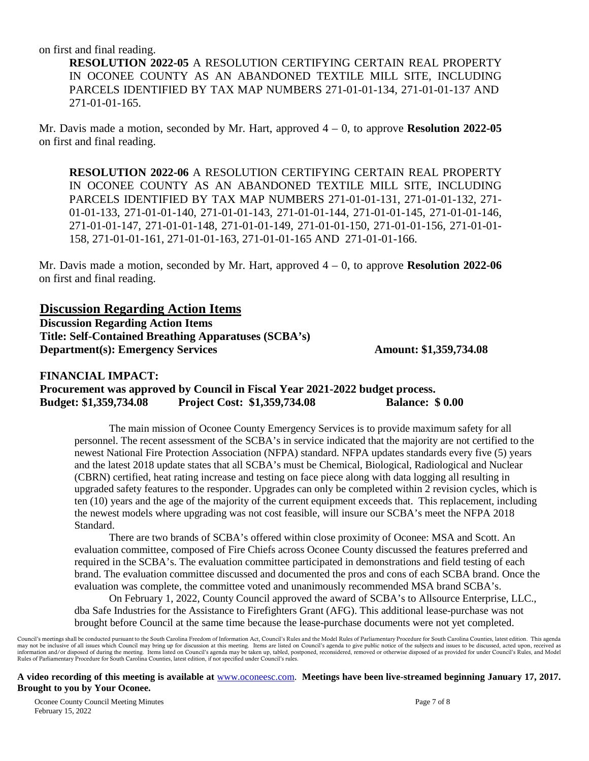on first and final reading.

> **RESOLUTION 2022-05** A RESOLUTION CERTIFYING CERTAIN REAL PROPERTY IN OCONEE COUNTY AS AN ABANDONED TEXTILE MILL SITE, INCLUDING PARCELS IDENTIFIED BY TAX MAP NUMBERS 271-01-01-134, 271-01-01-137 AND 271-01-01-165.

Mr. Davis made a motion, seconded by Mr. Hart, approved 4 – 0, to approve **Resolution 2022-05** on first and final reading.

> **RESOLUTION 2022-06** A RESOLUTION CERTIFYING CERTAIN REAL PROPERTY IN OCONEE COUNTY AS AN ABANDONED TEXTILE MILL SITE, INCLUDING PARCELS IDENTIFIED BY TAX MAP NUMBERS 271-01-01-131, 271-01-01-132, 271-01-01-133, 271-01-01-140, 271-01-01-143, 271-01-01-144, 271-01-01-145, 271-01-01-146, 271-01-01-147, 271-01-01-148, 271-01-01-149, 271-01-01-150, 271-01-01-156, 271-01-01-158, 271-01-01-161, 271-01-01-163, 271-01-01-165 AND 271-01-01-166.

Mr. Davis made a motion, seconded by Mr. Hart, approved 4 – 0, to approve **Resolution 2022-06** on first and final reading.

## Discussion Regarding Action Items

**Discussion Regarding Action Items**
**Title: Self-Contained Breathing Apparatuses (SCBA's)**
**Department(s): Emergency Services** **Amount: $1,359,734.08**

**FINANCIAL IMPACT:**
**Procurement was approved by Council in Fiscal Year 2021-2022 budget process.**
**Budget: $1,359,734.08** **Project Cost: $1,359,734.08** **Balance: $ 0.00**

The main mission of Oconee County Emergency Services is to provide maximum safety for all personnel. The recent assessment of the SCBA's in service indicated that the majority are not certified to the newest National Fire Protection Association (NFPA) standard. NFPA updates standards every five (5) years and the latest 2018 update states that all SCBA's must be Chemical, Biological, Radiological and Nuclear (CBRN) certified, heat rating increase and testing on face piece along with data logging all resulting in upgraded safety features to the responder. Upgrades can only be completed within 2 revision cycles, which is ten (10) years and the age of the majority of the current equipment exceeds that. This replacement, including the newest models where upgrading was not cost feasible, will insure our SCBA's meet the NFPA 2018 Standard.

There are two brands of SCBA's offered within close proximity of Oconee: MSA and Scott. An evaluation committee, composed of Fire Chiefs across Oconee County discussed the features preferred and required in the SCBA's. The evaluation committee participated in demonstrations and field testing of each brand. The evaluation committee discussed and documented the pros and cons of each SCBA brand. Once the evaluation was complete, the committee voted and unanimously recommended MSA brand SCBA's.

On February 1, 2022, County Council approved the award of SCBA's to Allsource Enterprise, LLC., dba Safe Industries for the Assistance to Firefighters Grant (AFG). This additional lease-purchase was not brought before Council at the same time because the lease-purchase documents were not yet completed.

Council's meetings shall be conducted pursuant to the South Carolina Freedom of Information Act, Council's Rules and the Model Rules of Parliamentary Procedure for South Carolina Counties, latest edition. This agenda may not be inclusive of all issues which Council may bring up for discussion at this meeting. Items are listed on Council's agenda to give public notice of the subjects and issues to be discussed, acted upon, received as information and/or disposed of during the meeting. Items listed on Council's agenda may be taken up, tabled, postponed, reconsidered, removed or otherwise disposed of as provided for under Council's Rules, and Model Rules of Parliamentary Procedure for South Carolina Counties, latest edition, if not specified under Council's rules.

**A video recording of this meeting is available at** www.oconeesc.com. **Meetings have been live-streamed beginning January 17, 2017. Brought to you by Your Oconee.**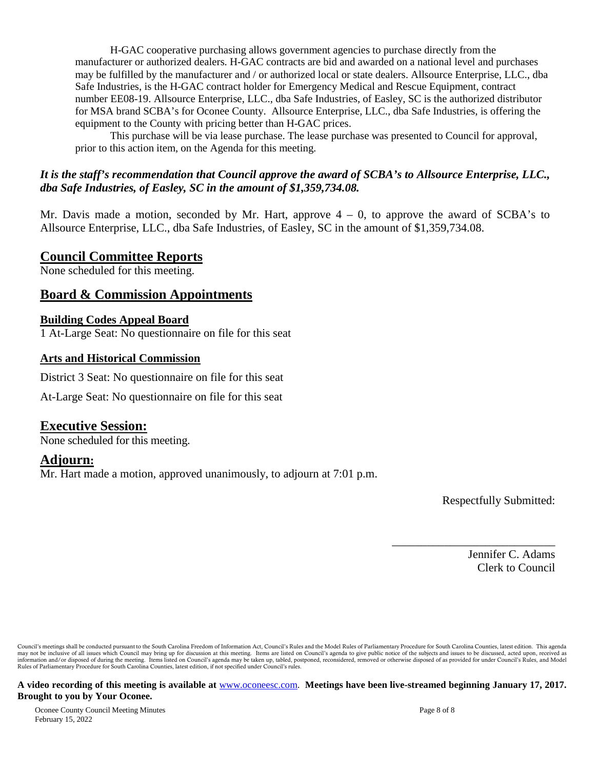H-GAC cooperative purchasing allows government agencies to purchase directly from the manufacturer or authorized dealers. H-GAC contracts are bid and awarded on a national level and purchases may be fulfilled by the manufacturer and / or authorized local or state dealers. Allsource Enterprise, LLC., dba Safe Industries, is the H-GAC contract holder for Emergency Medical and Rescue Equipment, contract number EE08-19. Allsource Enterprise, LLC., dba Safe Industries, of Easley, SC is the authorized distributor for MSA brand SCBA's for Oconee County. Allsource Enterprise, LLC., dba Safe Industries, is offering the equipment to the County with pricing better than H-GAC prices.

This purchase will be via lease purchase. The lease purchase was presented to Council for approval, prior to this action item, on the Agenda for this meeting.

***It is the staff's recommendation that Council approve the award of SCBA's to Allsource Enterprise, LLC., dba Safe Industries, of Easley, SC in the amount of $1,359,734.08.***

Mr. Davis made a motion, seconded by Mr. Hart, approve 4 – 0, to approve the award of SCBA's to Allsource Enterprise, LLC., dba Safe Industries, of Easley, SC in the amount of $1,359,734.08.

## Council Committee Reports

None scheduled for this meeting.

## Board & Commission Appointments

### Building Codes Appeal Board

1 At-Large Seat: No questionnaire on file for this seat

### Arts and Historical Commission

District 3 Seat: No questionnaire on file for this seat

At-Large Seat: No questionnaire on file for this seat

## Executive Session:

None scheduled for this meeting.

## Adjourn:

Mr. Hart made a motion, approved unanimously, to adjourn at 7:01 p.m.

Respectfully Submitted:

\_\_\_\_\_\_\_\_\_\_\_\_\_\_\_\_\_\_\_\_\_\_\_\_\_\_\_\_\_\_
Jennifer C. Adams
Clerk to Council

Council's meetings shall be conducted pursuant to the South Carolina Freedom of Information Act, Council's Rules and the Model Rules of Parliamentary Procedure for South Carolina Counties, latest edition. This agenda may not be inclusive of all issues which Council may bring up for discussion at this meeting. Items are listed on Council's agenda to give public notice of the subjects and issues to be discussed, acted upon, received as information and/or disposed of during the meeting. Items listed on Council's agenda may be taken up, tabled, postponed, reconsidered, removed or otherwise disposed of as provided for under Council's Rules, and Model Rules of Parliamentary Procedure for South Carolina Counties, latest edition, if not specified under Council's rules.

**A video recording of this meeting is available at** www.oconeesc.com. **Meetings have been live-streamed beginning January 17, 2017. Brought to you by Your Oconee.**